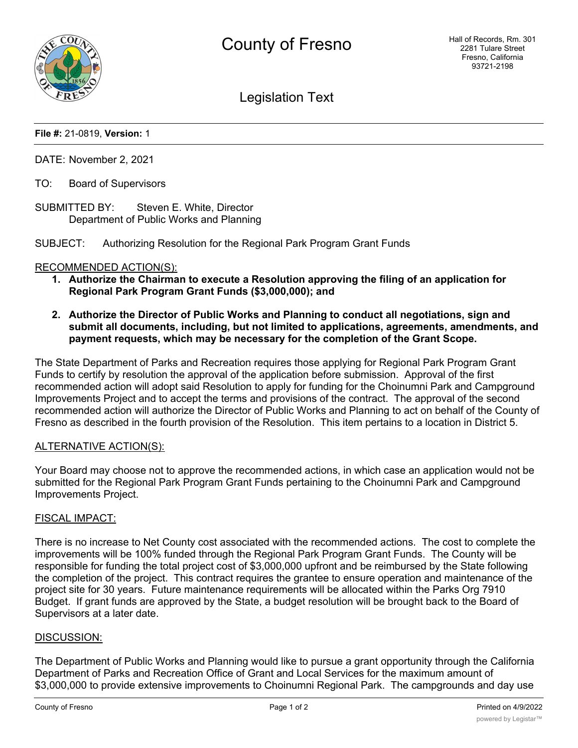# County of Fresno

Hall of Records, Rm. 301
2281 Tulare Street
Fresno, California
93721-2198

## Legislation Text

**File #:** 21-0819, **Version:** 1

DATE: November 2, 2021

TO: Board of Supervisors

SUBMITTED BY: Steven E. White, Director
Department of Public Works and Planning

SUBJECT: Authorizing Resolution for the Regional Park Program Grant Funds

RECOMMENDED ACTION(S):

1. **Authorize the Chairman to execute a Resolution approving the filing of an application for Regional Park Program Grant Funds ($3,000,000); and**
2. **Authorize the Director of Public Works and Planning to conduct all negotiations, sign and submit all documents, including, but not limited to applications, agreements, amendments, and payment requests, which may be necessary for the completion of the Grant Scope.**

The State Department of Parks and Recreation requires those applying for Regional Park Program Grant Funds to certify by resolution the approval of the application before submission. Approval of the first recommended action will adopt said Resolution to apply for funding for the Choinumni Park and Campground Improvements Project and to accept the terms and provisions of the contract. The approval of the second recommended action will authorize the Director of Public Works and Planning to act on behalf of the County of Fresno as described in the fourth provision of the Resolution. This item pertains to a location in District 5.

ALTERNATIVE ACTION(S):

Your Board may choose not to approve the recommended actions, in which case an application would not be submitted for the Regional Park Program Grant Funds pertaining to the Choinumni Park and Campground Improvements Project.

FISCAL IMPACT:

There is no increase to Net County cost associated with the recommended actions. The cost to complete the improvements will be 100% funded through the Regional Park Program Grant Funds. The County will be responsible for funding the total project cost of $3,000,000 upfront and be reimbursed by the State following the completion of the project. This contract requires the grantee to ensure operation and maintenance of the project site for 30 years. Future maintenance requirements will be allocated within the Parks Org 7910 Budget. If grant funds are approved by the State, a budget resolution will be brought back to the Board of Supervisors at a later date.

DISCUSSION:

The Department of Public Works and Planning would like to pursue a grant opportunity through the California Department of Parks and Recreation Office of Grant and Local Services for the maximum amount of $3,000,000 to provide extensive improvements to Choinumni Regional Park. The campgrounds and day use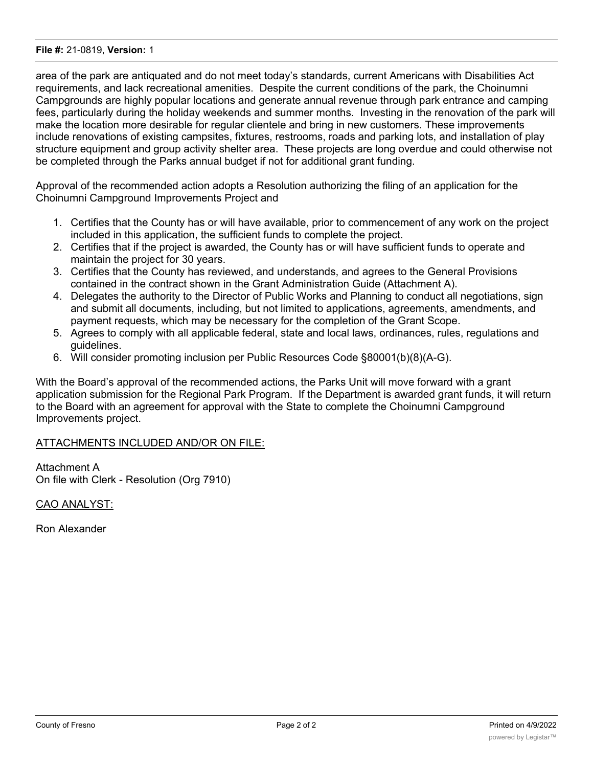area of the park are antiquated and do not meet today's standards, current Americans with Disabilities Act requirements, and lack recreational amenities. Despite the current conditions of the park, the Choinumni Campgrounds are highly popular locations and generate annual revenue through park entrance and camping fees, particularly during the holiday weekends and summer months. Investing in the renovation of the park will make the location more desirable for regular clientele and bring in new customers. These improvements include renovations of existing campsites, fixtures, restrooms, roads and parking lots, and installation of play structure equipment and group activity shelter area. These projects are long overdue and could otherwise not be completed through the Parks annual budget if not for additional grant funding.

Approval of the recommended action adopts a Resolution authorizing the filing of an application for the Choinumni Campground Improvements Project and

1. Certifies that the County has or will have available, prior to commencement of any work on the project included in this application, the sufficient funds to complete the project.
2. Certifies that if the project is awarded, the County has or will have sufficient funds to operate and maintain the project for 30 years.
3. Certifies that the County has reviewed, and understands, and agrees to the General Provisions contained in the contract shown in the Grant Administration Guide (Attachment A).
4. Delegates the authority to the Director of Public Works and Planning to conduct all negotiations, sign and submit all documents, including, but not limited to applications, agreements, amendments, and payment requests, which may be necessary for the completion of the Grant Scope.
5. Agrees to comply with all applicable federal, state and local laws, ordinances, rules, regulations and guidelines.
6. Will consider promoting inclusion per Public Resources Code §80001(b)(8)(A-G).

With the Board's approval of the recommended actions, the Parks Unit will move forward with a grant application submission for the Regional Park Program. If the Department is awarded grant funds, it will return to the Board with an agreement for approval with the State to complete the Choinumni Campground Improvements project.

<u>ATTACHMENTS INCLUDED AND/OR ON FILE:</u>

Attachment A
On file with Clerk - Resolution (Org 7910)

<u>CAO ANALYST:</u>

Ron Alexander